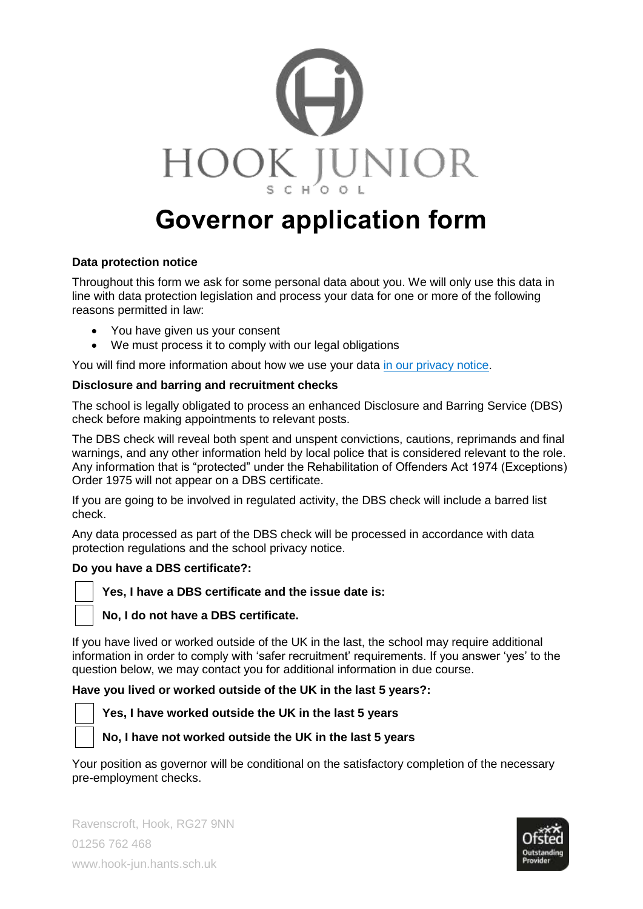HOOK JUNIOR SCHOOL

# Governor application form

**Data protection notice**

Throughout this form we ask for some personal data about you. We will only use this data in line with data protection legislation and process your data for one or more of the following reasons permitted in law:

- You have given us your consent
- We must process it to comply with our legal obligations

You will find more information about how we use your data [in our privacy notice](#).

**Disclosure and barring and recruitment checks**

The school is legally obligated to process an enhanced Disclosure and Barring Service (DBS) check before making appointments to relevant posts.

The DBS check will reveal both spent and unspent convictions, cautions, reprimands and final warnings, and any other information held by local police that is considered relevant to the role. Any information that is "protected" under the Rehabilitation of Offenders Act 1974 (Exceptions) Order 1975 will not appear on a DBS certificate.

If you are going to be involved in regulated activity, the DBS check will include a barred list check.

Any data processed as part of the DBS check will be processed in accordance with data protection regulations and the school privacy notice.

**Do you have a DBS certificate?:**

☐ **Yes, I have a DBS certificate and the issue date is:**

☐ **No, I do not have a DBS certificate.**

If you have lived or worked outside of the UK in the last, the school may require additional information in order to comply with 'safer recruitment' requirements. If you answer 'yes' to the question below, we may contact you for additional information in due course.

**Have you lived or worked outside of the UK in the last 5 years?:**

☐ **Yes, I have worked outside the UK in the last 5 years**

☐ **No, I have not worked outside the UK in the last 5 years**

Your position as governor will be conditional on the satisfactory completion of the necessary pre-employment checks.

Ravenscroft, Hook, RG27 9NN
01256 762 468
www.hook-jun.hants.sch.uk

Ofsted Outstanding Provider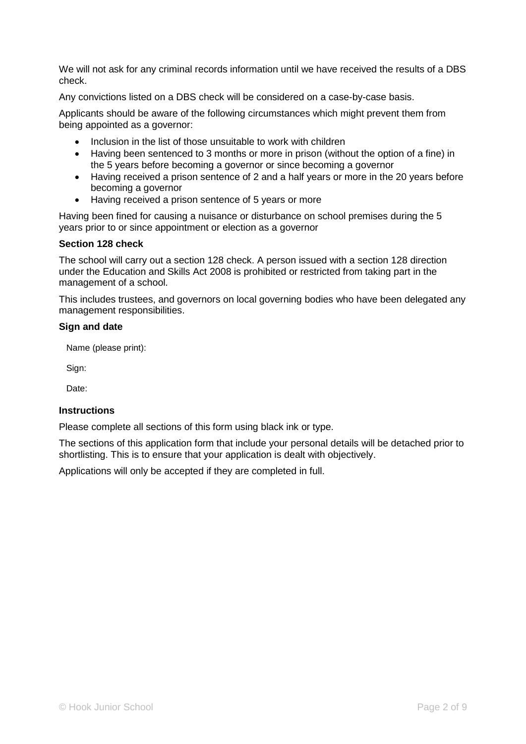We will not ask for any criminal records information until we have received the results of a DBS check.

Any convictions listed on a DBS check will be considered on a case-by-case basis.

Applicants should be aware of the following circumstances which might prevent them from being appointed as a governor:

- Inclusion in the list of those unsuitable to work with children
- Having been sentenced to 3 months or more in prison (without the option of a fine) in the 5 years before becoming a governor or since becoming a governor
- Having received a prison sentence of 2 and a half years or more in the 20 years before becoming a governor
- Having received a prison sentence of 5 years or more

Having been fined for causing a nuisance or disturbance on school premises during the 5 years prior to or since appointment or election as a governor

**Section 128 check**

The school will carry out a section 128 check. A person issued with a section 128 direction under the Education and Skills Act 2008 is prohibited or restricted from taking part in the management of a school.

This includes trustees, and governors on local governing bodies who have been delegated any management responsibilities.

**Sign and date**

Name (please print):

Sign:

Date:

**Instructions**

Please complete all sections of this form using black ink or type.

The sections of this application form that include your personal details will be detached prior to shortlisting. This is to ensure that your application is dealt with objectively.

Applications will only be accepted if they are completed in full.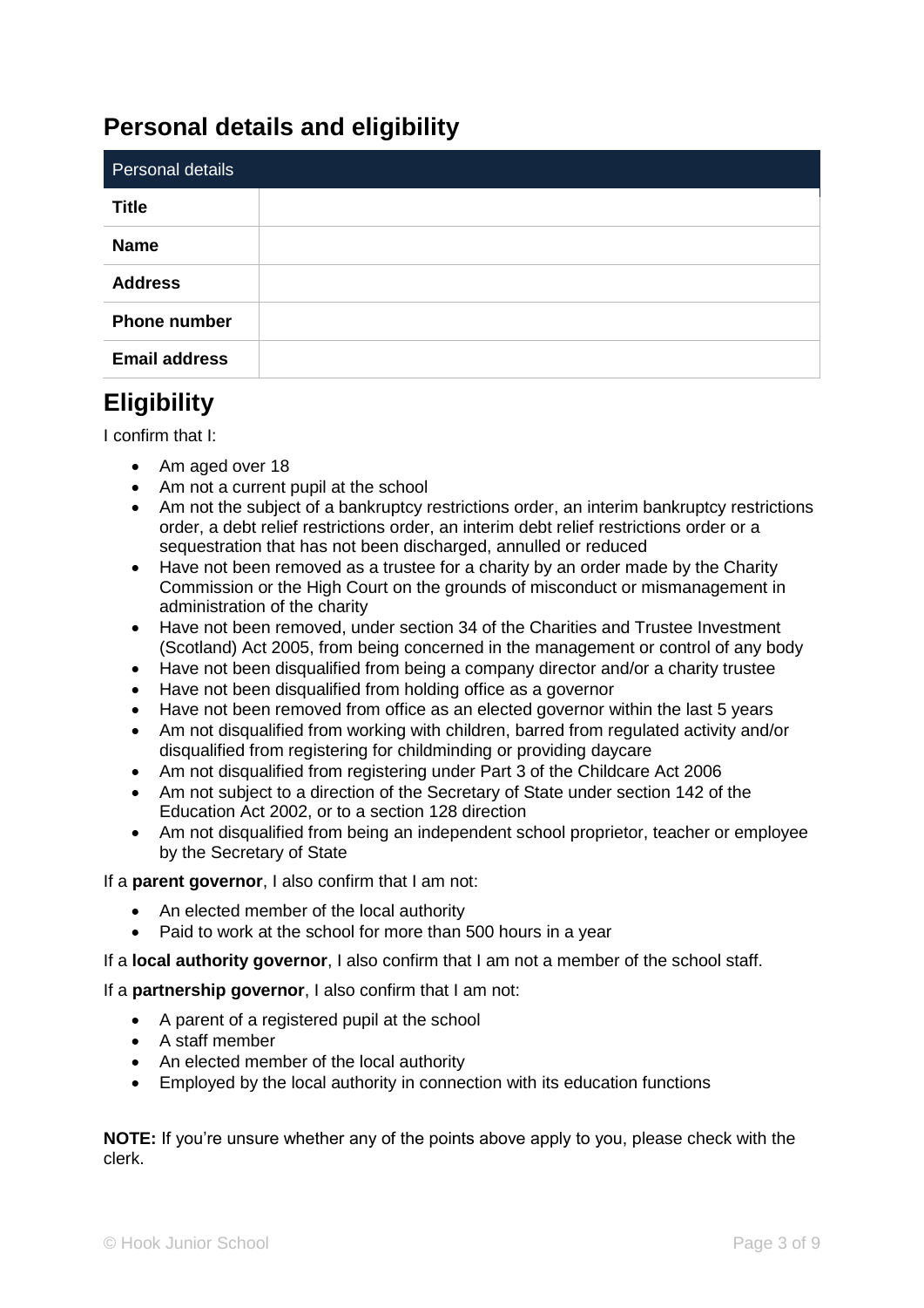## Personal details and eligibility

| Personal details | |
|---|---|
| **Title** | |
| **Name** | |
| **Address** | |
| **Phone number** | |
| **Email address** | |

## Eligibility

I confirm that I:

- Am aged over 18
- Am not a current pupil at the school
- Am not the subject of a bankruptcy restrictions order, an interim bankruptcy restrictions order, a debt relief restrictions order, an interim debt relief restrictions order or a sequestration that has not been discharged, annulled or reduced
- Have not been removed as a trustee for a charity by an order made by the Charity Commission or the High Court on the grounds of misconduct or mismanagement in administration of the charity
- Have not been removed, under section 34 of the Charities and Trustee Investment (Scotland) Act 2005, from being concerned in the management or control of any body
- Have not been disqualified from being a company director and/or a charity trustee
- Have not been disqualified from holding office as a governor
- Have not been removed from office as an elected governor within the last 5 years
- Am not disqualified from working with children, barred from regulated activity and/or disqualified from registering for childminding or providing daycare
- Am not disqualified from registering under Part 3 of the Childcare Act 2006
- Am not subject to a direction of the Secretary of State under section 142 of the Education Act 2002, or to a section 128 direction
- Am not disqualified from being an independent school proprietor, teacher or employee by the Secretary of State

If a **parent governor**, I also confirm that I am not:

- An elected member of the local authority
- Paid to work at the school for more than 500 hours in a year

If a **local authority governor**, I also confirm that I am not a member of the school staff.

If a **partnership governor**, I also confirm that I am not:

- A parent of a registered pupil at the school
- A staff member
- An elected member of the local authority
- Employed by the local authority in connection with its education functions

**NOTE:** If you're unsure whether any of the points above apply to you, please check with the clerk.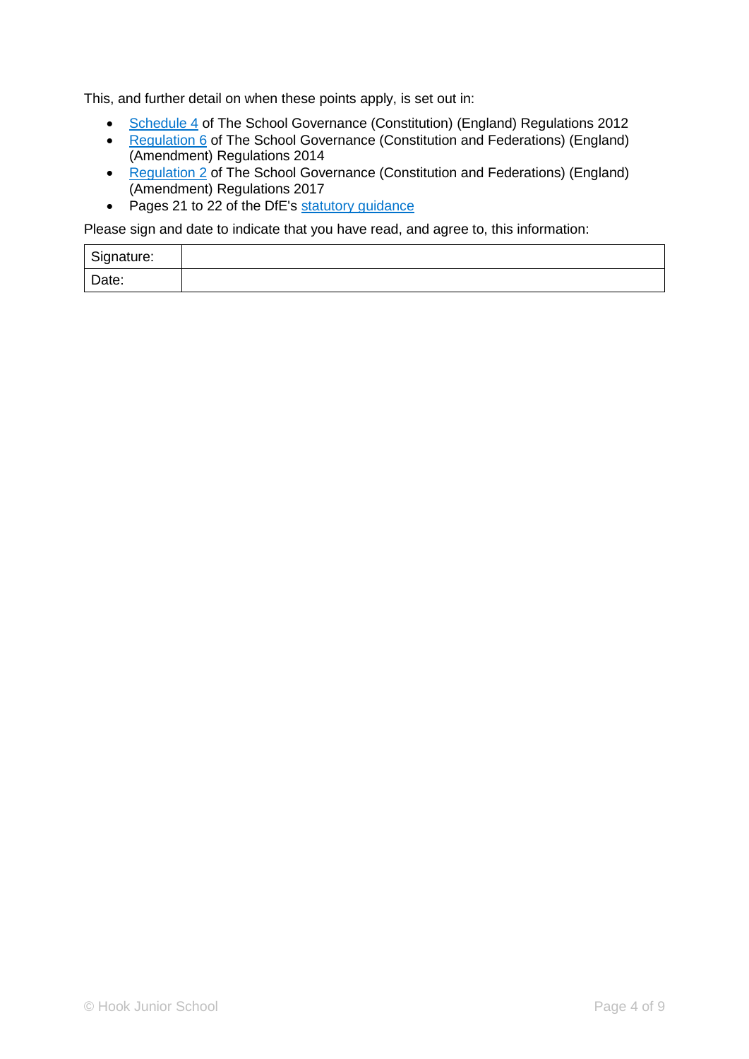This, and further detail on when these points apply, is set out in:

- Schedule 4 of The School Governance (Constitution) (England) Regulations 2012
- Regulation 6 of The School Governance (Constitution and Federations) (England) (Amendment) Regulations 2014
- Regulation 2 of The School Governance (Constitution and Federations) (England) (Amendment) Regulations 2017
- Pages 21 to 22 of the DfE's statutory guidance

Please sign and date to indicate that you have read, and agree to, this information:

| Signature: | |
|---|---|
| Date: | |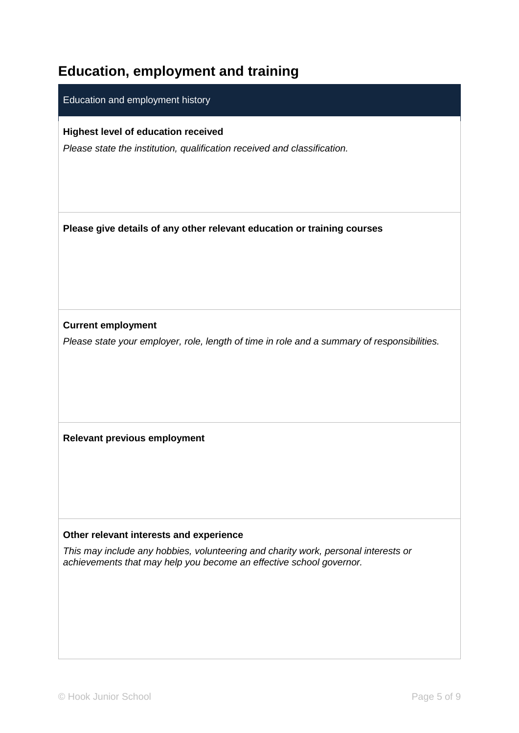## Education, employment and training

| Education and employment history |
|---|
| **Highest level of education received**<br>*Please state the institution, qualification received and classification.* |
| **Please give details of any other relevant education or training courses** |
| **Current employment**<br>*Please state your employer, role, length of time in role and a summary of responsibilities.* |
| **Relevant previous employment** |
| **Other relevant interests and experience**<br>*This may include any hobbies, volunteering and charity work, personal interests or achievements that may help you become an effective school governor.* |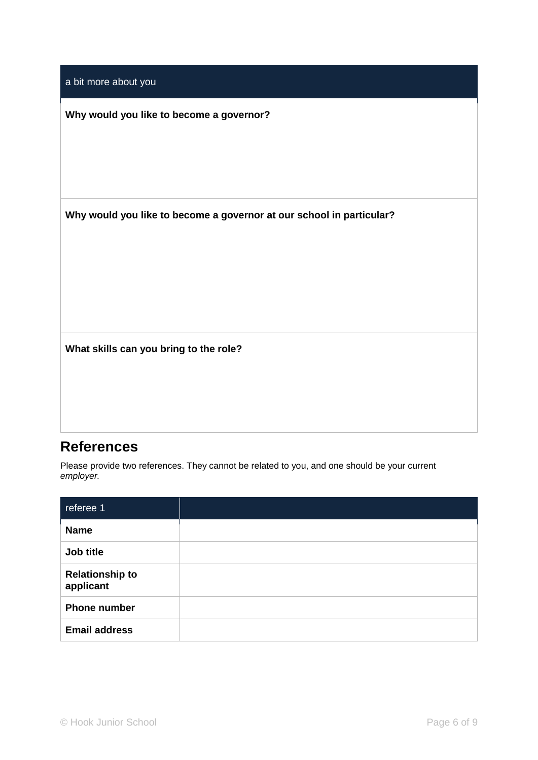| a bit more about you |
|---|
| **Why would you like to become a governor?** |
| **Why would you like to become a governor at our school in particular?** |
| **What skills can you bring to the role?** |

## References

Please provide two references. They cannot be related to you, and one should be your current *employer.*

| referee 1 | |
|---|---|
| **Name** | |
| **Job title** | |
| **Relationship to applicant** | |
| **Phone number** | |
| **Email address** | |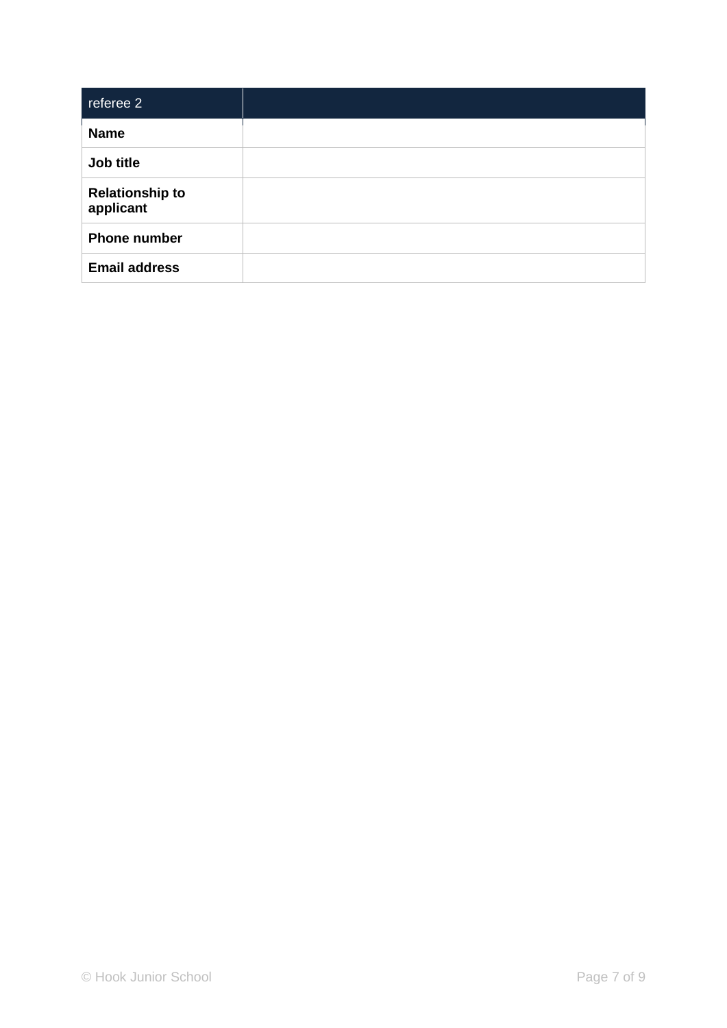| referee 2 | |
|---|---|
| **Name** | |
| **Job title** | |
| **Relationship to applicant** | |
| **Phone number** | |
| **Email address** | |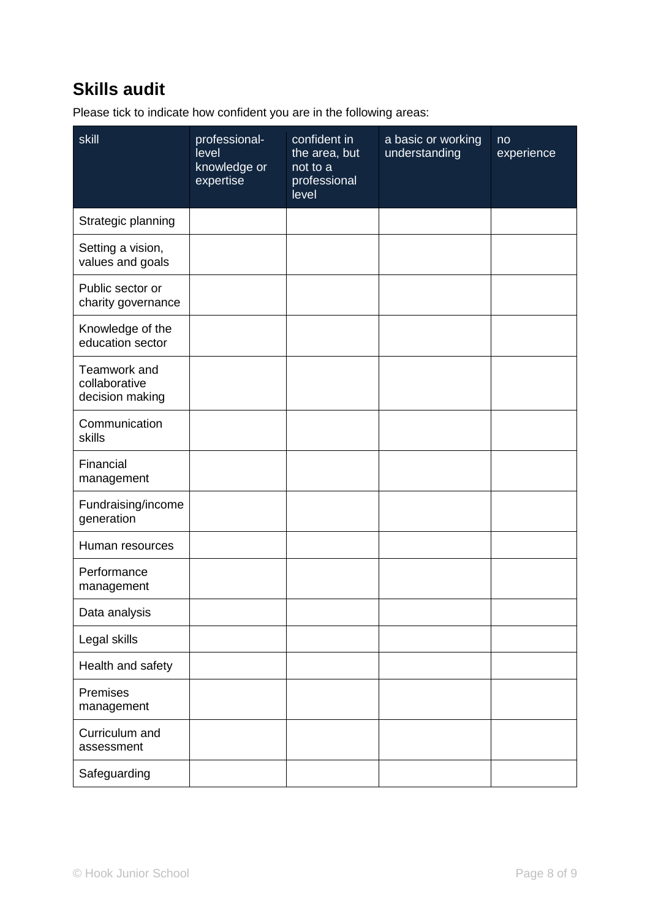## Skills audit

Please tick to indicate how confident you are in the following areas:

| skill | professional-level knowledge or expertise | confident in the area, but not to a professional level | a basic or working understanding | no experience |
|---|---|---|---|---|
| Strategic planning | | | | |
| Setting a vision, values and goals | | | | |
| Public sector or charity governance | | | | |
| Knowledge of the education sector | | | | |
| Teamwork and collaborative decision making | | | | |
| Communication skills | | | | |
| Financial management | | | | |
| Fundraising/income generation | | | | |
| Human resources | | | | |
| Performance management | | | | |
| Data analysis | | | | |
| Legal skills | | | | |
| Health and safety | | | | |
| Premises management | | | | |
| Curriculum and assessment | | | | |
| Safeguarding | | | | |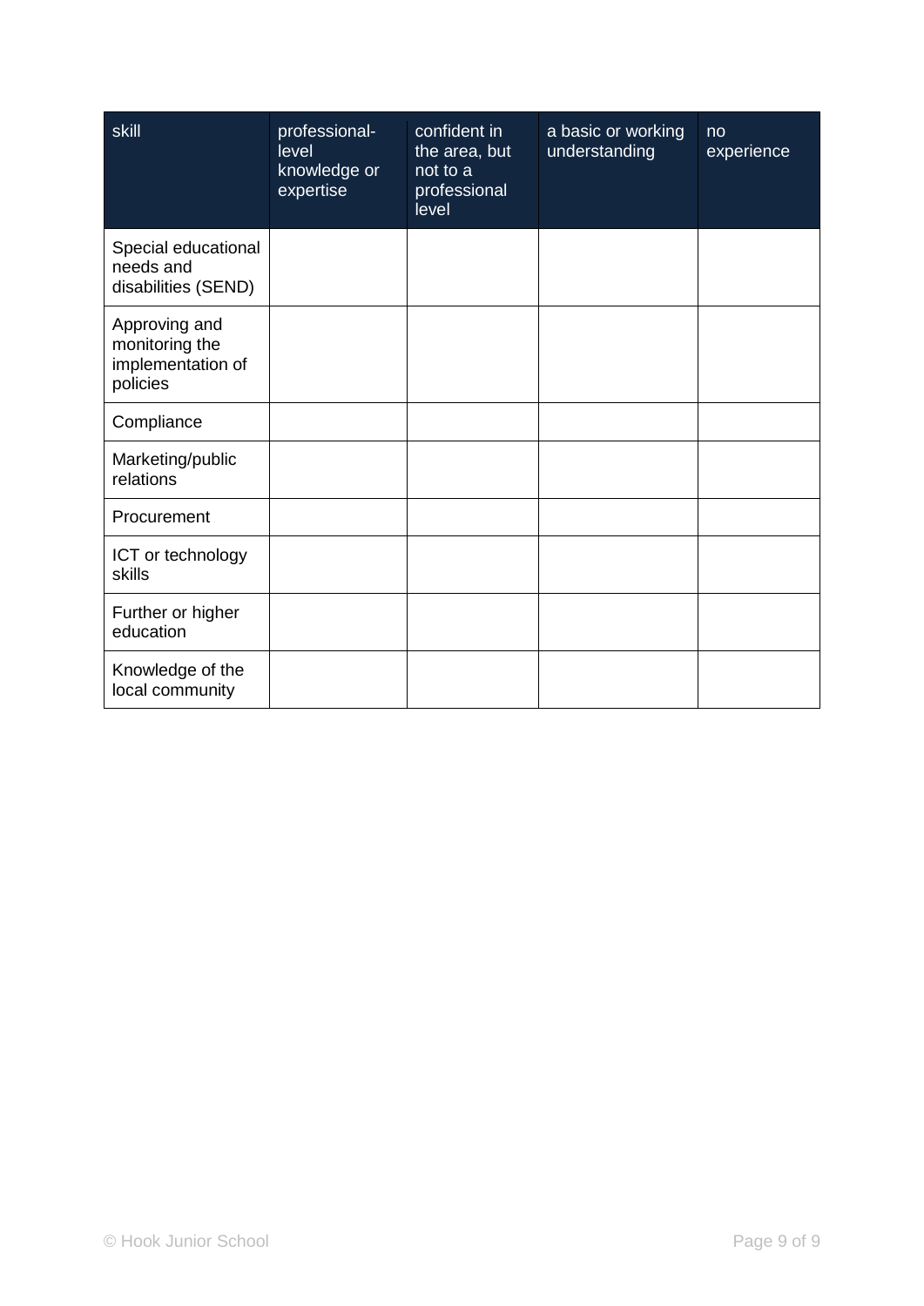| skill | professional-level knowledge or expertise | confident in the area, but not to a professional level | a basic or working understanding | no experience |
|---|---|---|---|---|
| Special educational needs and disabilities (SEND) | | | | |
| Approving and monitoring the implementation of policies | | | | |
| Compliance | | | | |
| Marketing/public relations | | | | |
| Procurement | | | | |
| ICT or technology skills | | | | |
| Further or higher education | | | | |
| Knowledge of the local community | | | | |